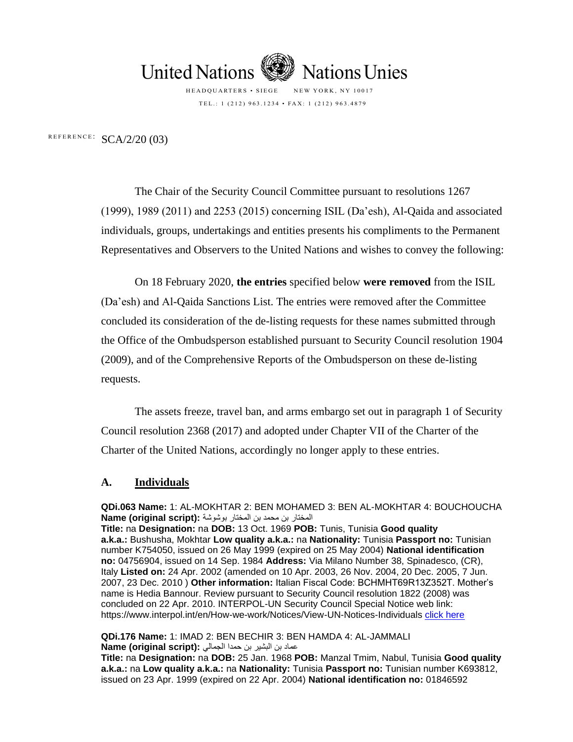United Nations Nations Unies

HEADQUARTERS • SIEGE NEW YORK, NY 10017

TEL.: 1 (212) 963.1234 • FAX: 1 (212) 963.4879

REFERENCE: SCA/2/20 (03)

The Chair of the Security Council Committee pursuant to resolutions 1267 (1999), 1989 (2011) and 2253 (2015) concerning ISIL (Da'esh), Al-Qaida and associated individuals, groups, undertakings and entities presents his compliments to the Permanent Representatives and Observers to the United Nations and wishes to convey the following:

On 18 February 2020, **the entries** specified below **were removed** from the ISIL (Da'esh) and Al-Qaida Sanctions List. The entries were removed after the Committee concluded its consideration of the de-listing requests for these names submitted through the Office of the Ombudsperson established pursuant to Security Council resolution 1904 (2009), and of the Comprehensive Reports of the Ombudsperson on these de-listing requests.

The assets freeze, travel ban, and arms embargo set out in paragraph 1 of Security Council resolution 2368 (2017) and adopted under Chapter VII of the Charter of the Charter of the United Nations, accordingly no longer apply to these entries.

## A. Individuals

**QDi.063 Name:** 1: AL-MOKHTAR 2: BEN MOHAMED 3: BEN AL-MOKHTAR 4: BOUCHOUCHA **Name (original script):** المختار بن محمد بن المختار بوشوشة
**Title:** na **Designation:** na **DOB:** 13 Oct. 1969 **POB:** Tunis, Tunisia **Good quality a.k.a.:** Bushusha, Mokhtar **Low quality a.k.a.:** na **Nationality:** Tunisia **Passport no:** Tunisian number K754050, issued on 26 May 1999 (expired on 25 May 2004) **National identification no:** 04756904, issued on 14 Sep. 1984 **Address:** Via Milano Number 38, Spinadesco, (CR), Italy **Listed on:** 24 Apr. 2002 (amended on 10 Apr. 2003, 26 Nov. 2004, 20 Dec. 2005, 7 Jun. 2007, 23 Dec. 2010 ) **Other information:** Italian Fiscal Code: BCHMHT69R13Z352T. Mother's name is Hedia Bannour. Review pursuant to Security Council resolution 1822 (2008) was concluded on 22 Apr. 2010. INTERPOL-UN Security Council Special Notice web link: https://www.interpol.int/en/How-we-work/Notices/View-UN-Notices-Individuals click here

**QDi.176 Name:** 1: IMAD 2: BEN BECHIR 3: BEN HAMDA 4: AL-JAMMALI
**Name (original script):** عماد بن البشير بن حمدا الجمالي
**Title:** na **Designation:** na **DOB:** 25 Jan. 1968 **POB:** Manzal Tmim, Nabul, Tunisia **Good quality a.k.a.:** na **Low quality a.k.a.:** na **Nationality:** Tunisia **Passport no:** Tunisian number K693812, issued on 23 Apr. 1999 (expired on 22 Apr. 2004) **National identification no:** 01846592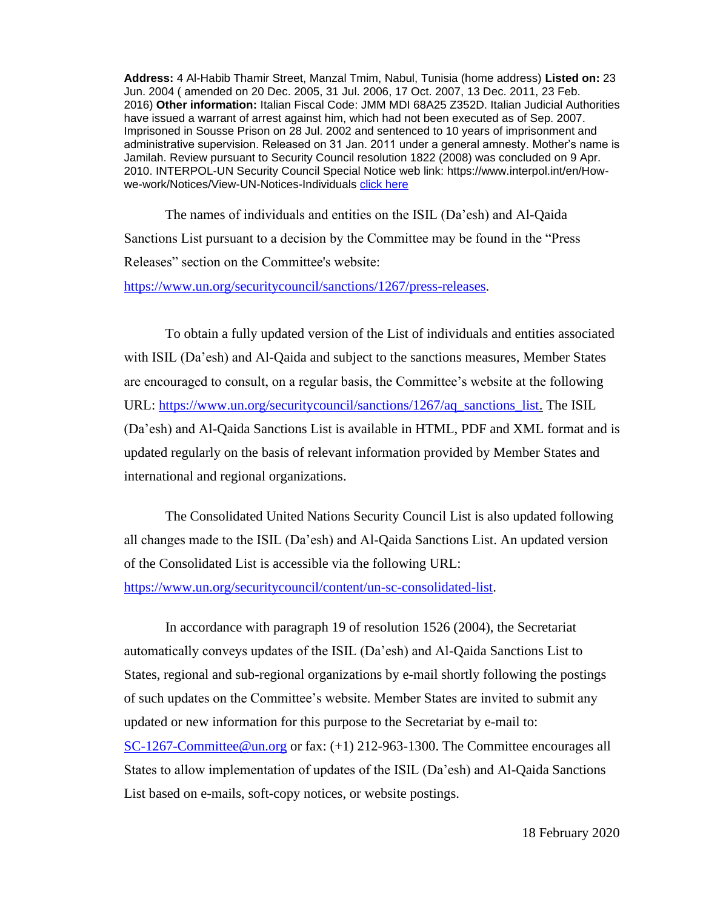**Address:** 4 Al-Habib Thamir Street, Manzal Tmim, Nabul, Tunisia (home address) **Listed on:** 23 Jun. 2004 ( amended on 20 Dec. 2005, 31 Jul. 2006, 17 Oct. 2007, 13 Dec. 2011, 23 Feb. 2016) **Other information:** Italian Fiscal Code: JMM MDI 68A25 Z352D. Italian Judicial Authorities have issued a warrant of arrest against him, which had not been executed as of Sep. 2007. Imprisoned in Sousse Prison on 28 Jul. 2002 and sentenced to 10 years of imprisonment and administrative supervision. Released on 31 Jan. 2011 under a general amnesty. Mother's name is Jamilah. Review pursuant to Security Council resolution 1822 (2008) was concluded on 9 Apr. 2010. INTERPOL-UN Security Council Special Notice web link: https://www.interpol.int/en/How-we-work/Notices/View-UN-Notices-Individuals click here

The names of individuals and entities on the ISIL (Da'esh) and Al-Qaida Sanctions List pursuant to a decision by the Committee may be found in the "Press Releases" section on the Committee's website: https://www.un.org/securitycouncil/sanctions/1267/press-releases.

To obtain a fully updated version of the List of individuals and entities associated with ISIL (Da'esh) and Al-Qaida and subject to the sanctions measures, Member States are encouraged to consult, on a regular basis, the Committee's website at the following URL: https://www.un.org/securitycouncil/sanctions/1267/aq_sanctions_list. The ISIL (Da'esh) and Al-Qaida Sanctions List is available in HTML, PDF and XML format and is updated regularly on the basis of relevant information provided by Member States and international and regional organizations.

The Consolidated United Nations Security Council List is also updated following all changes made to the ISIL (Da'esh) and Al-Qaida Sanctions List. An updated version of the Consolidated List is accessible via the following URL: https://www.un.org/securitycouncil/content/un-sc-consolidated-list.

In accordance with paragraph 19 of resolution 1526 (2004), the Secretariat automatically conveys updates of the ISIL (Da'esh) and Al-Qaida Sanctions List to States, regional and sub-regional organizations by e-mail shortly following the postings of such updates on the Committee's website. Member States are invited to submit any updated or new information for this purpose to the Secretariat by e-mail to: SC-1267-Committee@un.org or fax: (+1) 212-963-1300. The Committee encourages all States to allow implementation of updates of the ISIL (Da'esh) and Al-Qaida Sanctions List based on e-mails, soft-copy notices, or website postings.

18 February 2020